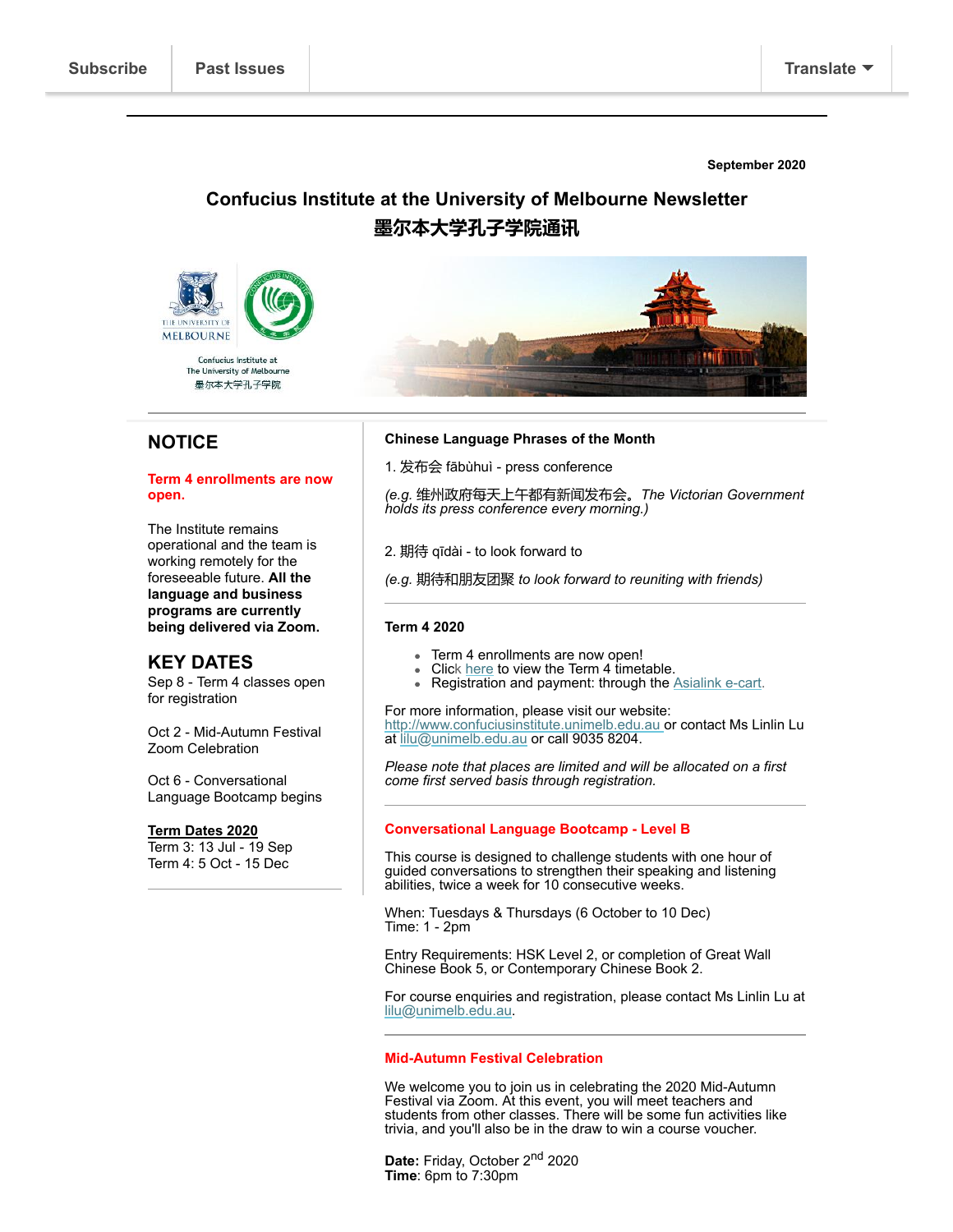Subscribe | Past Issues | Translate

September 2020

# Confucius Institute at the University of Melbourne Newsletter
# 墨尔本大学孔子学院通讯

## NOTICE

**Term 4 enrollments are now open.**

The Institute remains operational and the team is working remotely for the foreseeable future. **All the language and business programs are currently being delivered via Zoom.**

## KEY DATES

Sep 8 - Term 4 classes open for registration

Oct 2 - Mid-Autumn Festival Zoom Celebration

Oct 6 - Conversational Language Bootcamp begins

**Term Dates 2020**
Term 3: 13 Jul - 19 Sep
Term 4: 5 Oct - 15 Dec

---

### Chinese Language Phrases of the Month

1. 发布会 fābùhuì - press conference

*(e.g. 维州政府每天上午都有新闻发布会。 The Victorian Government holds its press conference every morning.)*

2. 期待 qīdài - to look forward to

*(e.g. 期待和朋友团聚 to look forward to reuniting with friends)*

---

### Term 4 2020

- Term 4 enrollments are now open!
- Click here to view the Term 4 timetable.
- Registration and payment: through the Asialink e-cart.

For more information, please visit our website: http://www.confuciusinstitute.unimelb.edu.au or contact Ms Linlin Lu at lilu@unimelb.edu.au or call 9035 8204.

*Please note that places are limited and will be allocated on a first come first served basis through registration.*

---

### Conversational Language Bootcamp - Level B

This course is designed to challenge students with one hour of guided conversations to strengthen their speaking and listening abilities, twice a week for 10 consecutive weeks.

When: Tuesdays & Thursdays (6 October to 10 Dec)
Time: 1 - 2pm

Entry Requirements: HSK Level 2, or completion of Great Wall Chinese Book 5, or Contemporary Chinese Book 2.

For course enquiries and registration, please contact Ms Linlin Lu at lilu@unimelb.edu.au.

---

### Mid-Autumn Festival Celebration

We welcome you to join us in celebrating the 2020 Mid-Autumn Festival via Zoom. At this event, you will meet teachers and students from other classes. There will be some fun activities like trivia, and you'll also be in the draw to win a course voucher.

**Date:** Friday, October 2nd 2020
**Time**: 6pm to 7:30pm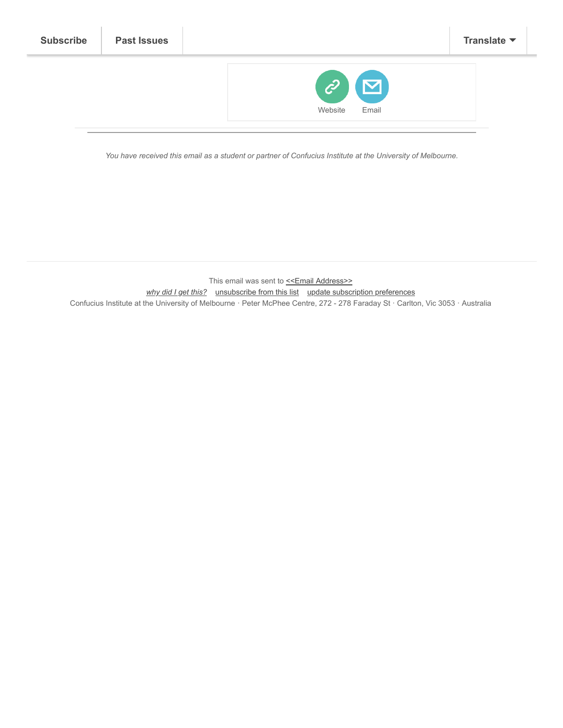Subscribe | Past Issues | Translate ▾

Website Email

*You have received this email as a student or partner of Confucius Institute at the University of Melbourne.*

This email was sent to <<Email Address>>

*why did I get this?* unsubscribe from this list update subscription preferences

Confucius Institute at the University of Melbourne · Peter McPhee Centre, 272 - 278 Faraday St · Carlton, Vic 3053 · Australia